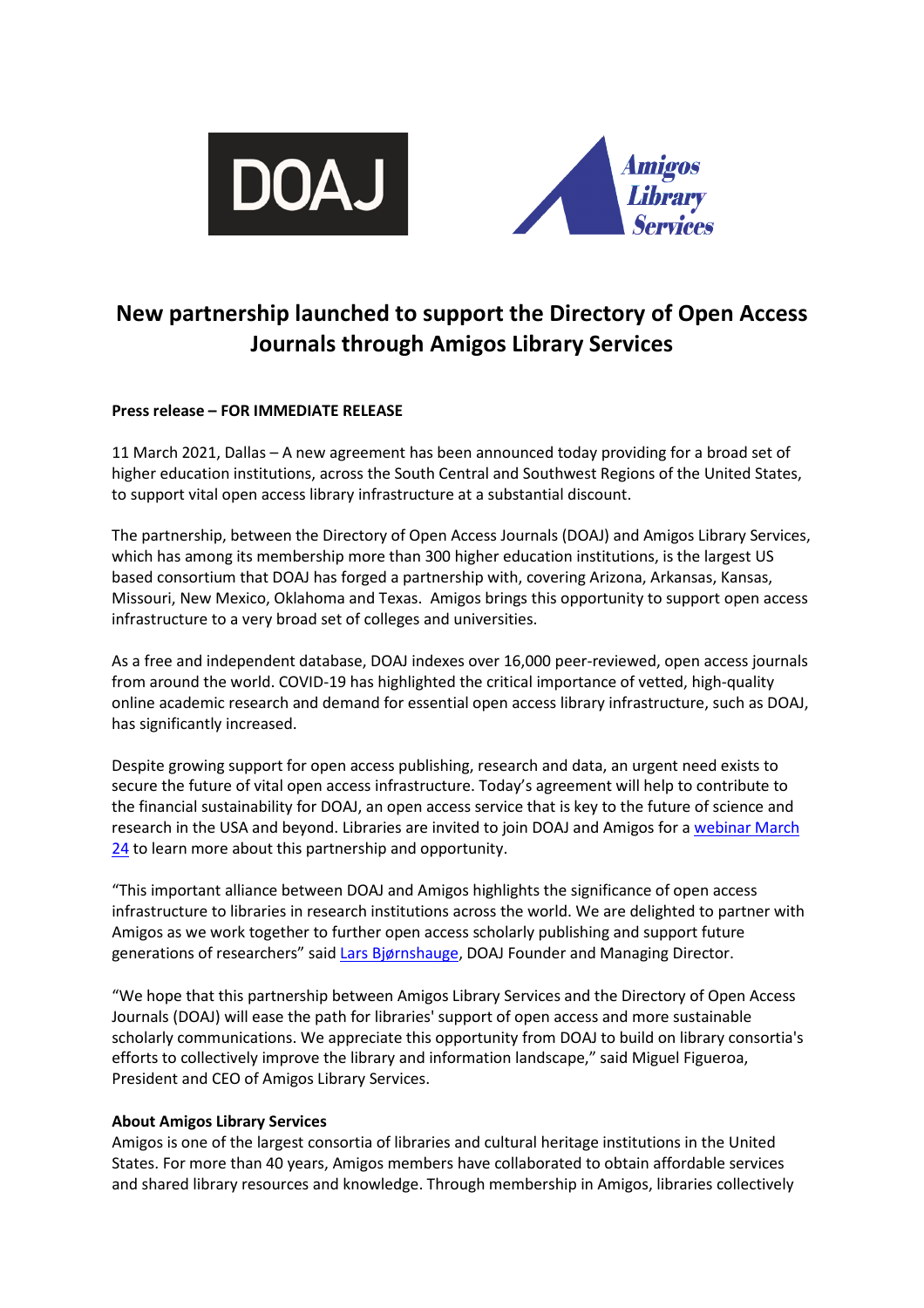# New partnership launched to support the Directory of Open Access Journals through Amigos Library Services

**Press release – FOR IMMEDIATE RELEASE**

11 March 2021, Dallas – A new agreement has been announced today providing for a broad set of higher education institutions, across the South Central and Southwest Regions of the United States, to support vital open access library infrastructure at a substantial discount.

The partnership, between the Directory of Open Access Journals (DOAJ) and Amigos Library Services, which has among its membership more than 300 higher education institutions, is the largest US based consortium that DOAJ has forged a partnership with, covering Arizona, Arkansas, Kansas, Missouri, New Mexico, Oklahoma and Texas. Amigos brings this opportunity to support open access infrastructure to a very broad set of colleges and universities.

As a free and independent database, DOAJ indexes over 16,000 peer-reviewed, open access journals from around the world. COVID-19 has highlighted the critical importance of vetted, high-quality online academic research and demand for essential open access library infrastructure, such as DOAJ, has significantly increased.

Despite growing support for open access publishing, research and data, an urgent need exists to secure the future of vital open access infrastructure. Today's agreement will help to contribute to the financial sustainability for DOAJ, an open access service that is key to the future of science and research in the USA and beyond. Libraries are invited to join DOAJ and Amigos for a webinar March 24 to learn more about this partnership and opportunity.

"This important alliance between DOAJ and Amigos highlights the significance of open access infrastructure to libraries in research institutions across the world. We are delighted to partner with Amigos as we work together to further open access scholarly publishing and support future generations of researchers" said Lars Bjørnshauge, DOAJ Founder and Managing Director.

"We hope that this partnership between Amigos Library Services and the Directory of Open Access Journals (DOAJ) will ease the path for libraries' support of open access and more sustainable scholarly communications. We appreciate this opportunity from DOAJ to build on library consortia's efforts to collectively improve the library and information landscape," said Miguel Figueroa, President and CEO of Amigos Library Services.

**About Amigos Library Services**

Amigos is one of the largest consortia of libraries and cultural heritage institutions in the United States. For more than 40 years, Amigos members have collaborated to obtain affordable services and shared library resources and knowledge. Through membership in Amigos, libraries collectively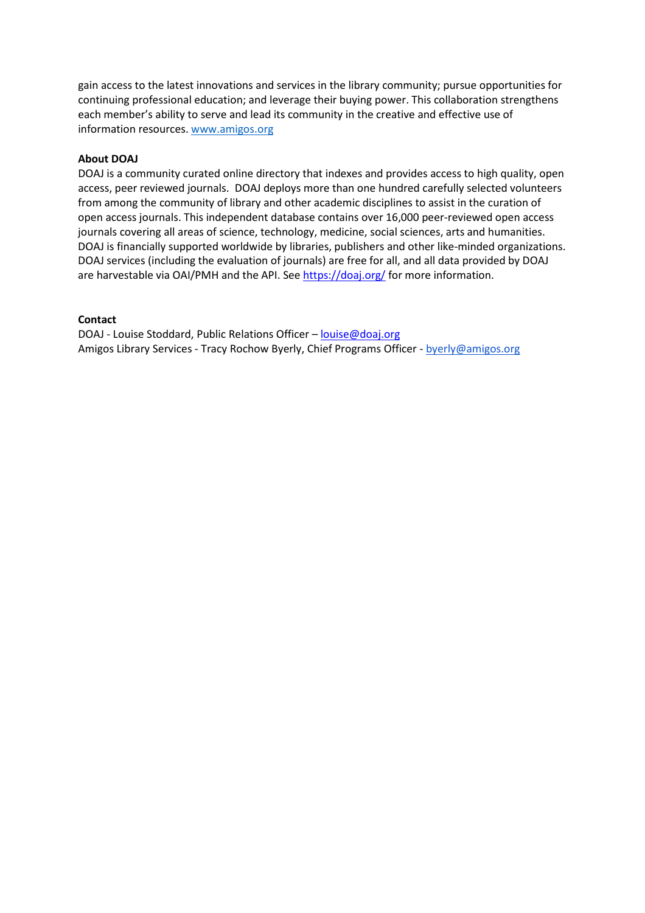gain access to the latest innovations and services in the library community; pursue opportunities for continuing professional education; and leverage their buying power. This collaboration strengthens each member's ability to serve and lead its community in the creative and effective use of information resources. www.amigos.org

**About DOAJ**

DOAJ is a community curated online directory that indexes and provides access to high quality, open access, peer reviewed journals. DOAJ deploys more than one hundred carefully selected volunteers from among the community of library and other academic disciplines to assist in the curation of open access journals. This independent database contains over 16,000 peer-reviewed open access journals covering all areas of science, technology, medicine, social sciences, arts and humanities. DOAJ is financially supported worldwide by libraries, publishers and other like-minded organizations. DOAJ services (including the evaluation of journals) are free for all, and all data provided by DOAJ are harvestable via OAI/PMH and the API. See https://doaj.org/ for more information.

**Contact**

DOAJ - Louise Stoddard, Public Relations Officer – louise@doaj.org
Amigos Library Services - Tracy Rochow Byerly, Chief Programs Officer - byerly@amigos.org